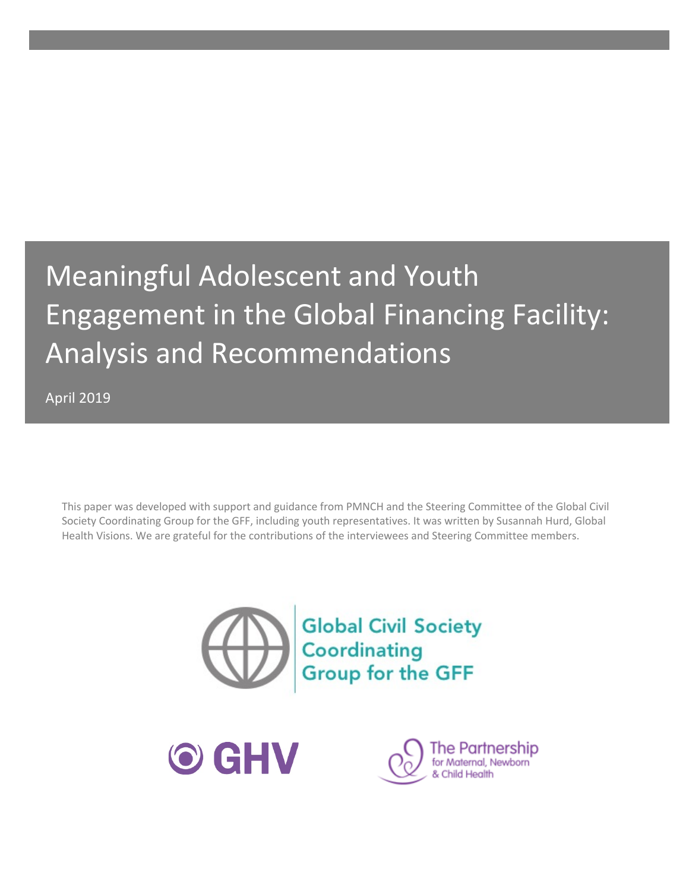# Meaningful Adolescent and Youth Engagement in the Global Financing Facility: Analysis and Recommendations

April 2019

This paper was developed with support and guidance from PMNCH and the Steering Committee of the Global Civil Society Coordinating Group for the GFF, including youth representatives. It was written by Susannah Hurd, Global Health Visions. We are grateful for the contributions of the interviewees and Steering Committee members.

Global Civil Society Coordinating Group for the GFF

GHV

The Partnership for Maternal, Newborn & Child Health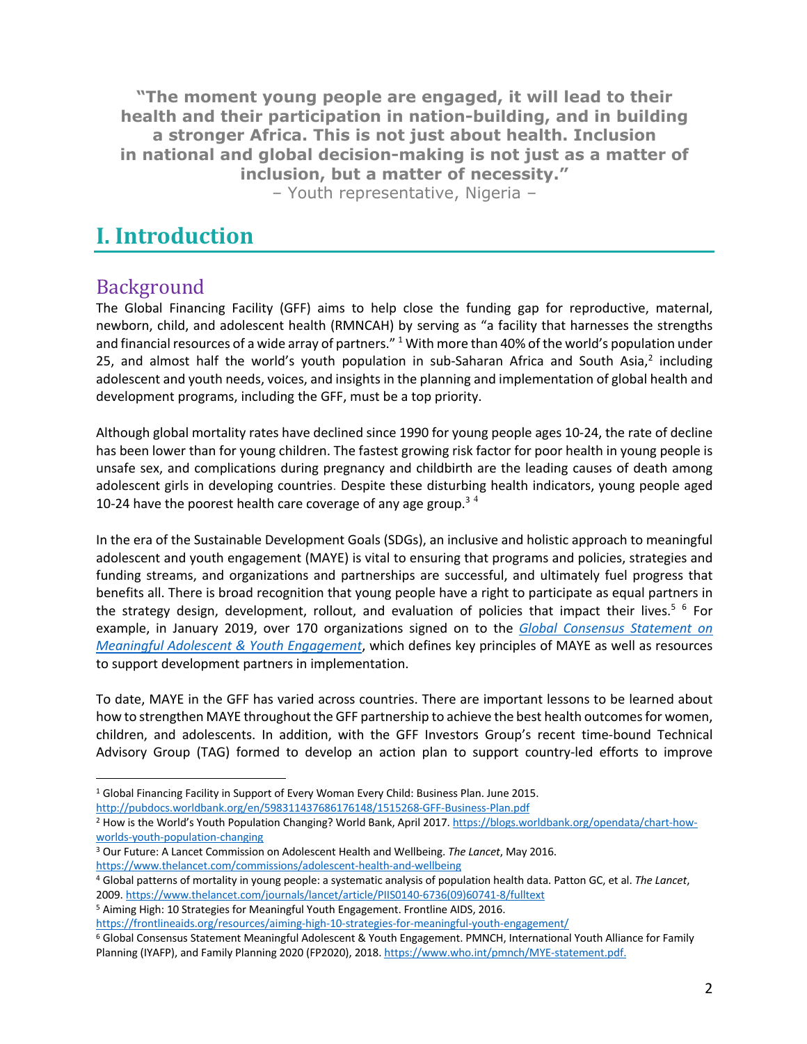**"The moment young people are engaged, it will lead to their health and their participation in nation-building, and in building a stronger Africa. This is not just about health. Inclusion in national and global decision-making is not just as a matter of inclusion, but a matter of necessity."**

– Youth representative, Nigeria –

# I. Introduction

## Background

The Global Financing Facility (GFF) aims to help close the funding gap for reproductive, maternal, newborn, child, and adolescent health (RMNCAH) by serving as "a facility that harnesses the strengths and financial resources of a wide array of partners." [1] With more than 40% of the world's population under 25, and almost half the world's youth population in sub-Saharan Africa and South Asia,[2] including adolescent and youth needs, voices, and insights in the planning and implementation of global health and development programs, including the GFF, must be a top priority.

Although global mortality rates have declined since 1990 for young people ages 10-24, the rate of decline has been lower than for young children. The fastest growing risk factor for poor health in young people is unsafe sex, and complications during pregnancy and childbirth are the leading causes of death among adolescent girls in developing countries. Despite these disturbing health indicators, young people aged 10-24 have the poorest health care coverage of any age group.[3] [4]

In the era of the Sustainable Development Goals (SDGs), an inclusive and holistic approach to meaningful adolescent and youth engagement (MAYE) is vital to ensuring that programs and policies, strategies and funding streams, and organizations and partnerships are successful, and ultimately fuel progress that benefits all. There is broad recognition that young people have a right to participate as equal partners in the strategy design, development, rollout, and evaluation of policies that impact their lives.[5] [6] For example, in January 2019, over 170 organizations signed on to the *Global Consensus Statement on Meaningful Adolescent & Youth Engagement*, which defines key principles of MAYE as well as resources to support development partners in implementation.

To date, MAYE in the GFF has varied across countries. There are important lessons to be learned about how to strengthen MAYE throughout the GFF partnership to achieve the best health outcomes for women, children, and adolescents. In addition, with the GFF Investors Group's recent time-bound Technical Advisory Group (TAG) formed to develop an action plan to support country-led efforts to improve

---

[1] Global Financing Facility in Support of Every Woman Every Child: Business Plan. June 2015. http://pubdocs.worldbank.org/en/598311437686176148/1515268-GFF-Business-Plan.pdf

[2] How is the World's Youth Population Changing? World Bank, April 2017. https://blogs.worldbank.org/opendata/chart-how-worlds-youth-population-changing

[3] Our Future: A Lancet Commission on Adolescent Health and Wellbeing. *The Lancet*, May 2016. https://www.thelancet.com/commissions/adolescent-health-and-wellbeing

[4] Global patterns of mortality in young people: a systematic analysis of population health data. Patton GC, et al. *The Lancet*, 2009. https://www.thelancet.com/journals/lancet/article/PIIS0140-6736(09)60741-8/fulltext

[5] Aiming High: 10 Strategies for Meaningful Youth Engagement. Frontline AIDS, 2016. https://frontlineaids.org/resources/aiming-high-10-strategies-for-meaningful-youth-engagement/

[6] Global Consensus Statement Meaningful Adolescent & Youth Engagement. PMNCH, International Youth Alliance for Family Planning (IYAFP), and Family Planning 2020 (FP2020), 2018. https://www.who.int/pmnch/MYE-statement.pdf.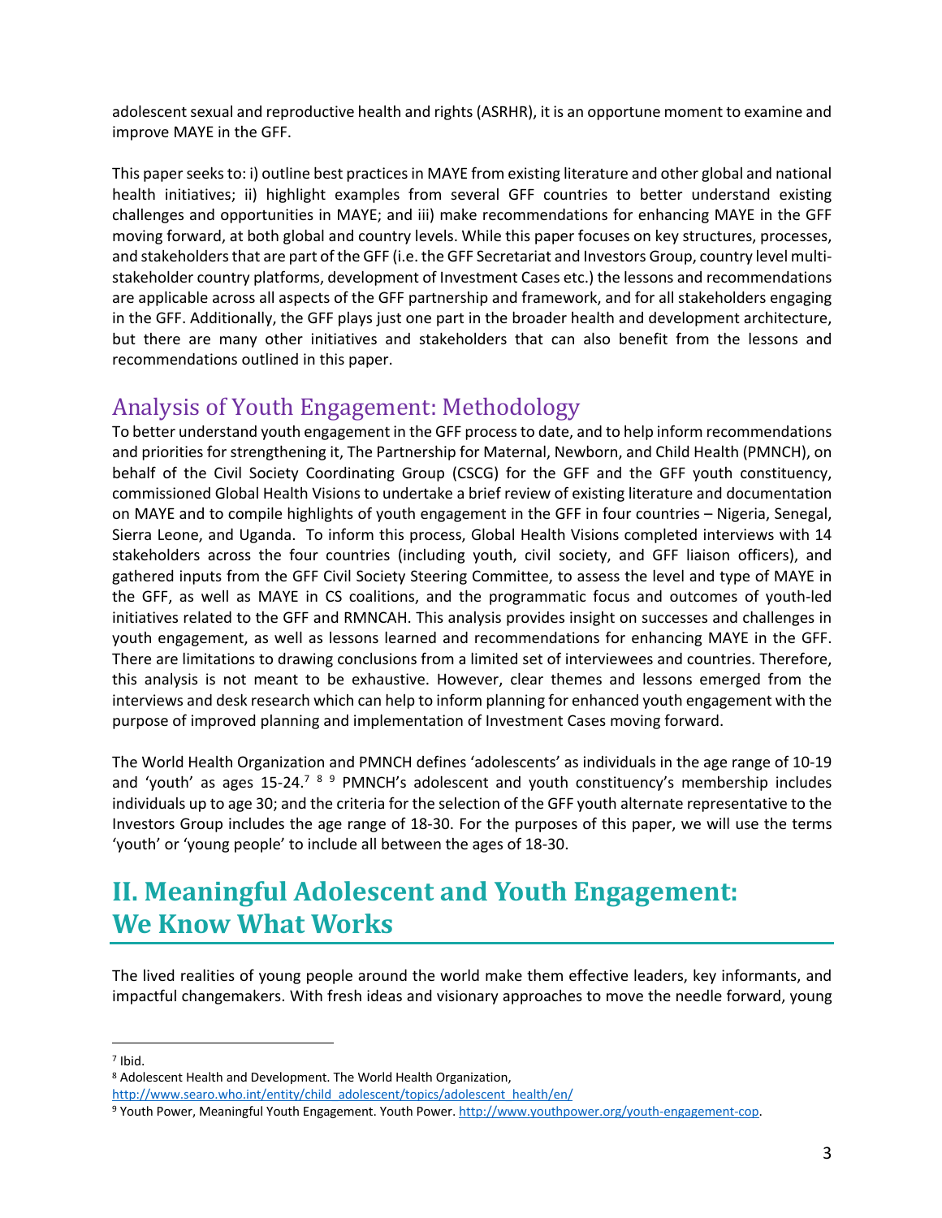adolescent sexual and reproductive health and rights (ASRHR), it is an opportune moment to examine and improve MAYE in the GFF.

This paper seeks to: i) outline best practices in MAYE from existing literature and other global and national health initiatives; ii) highlight examples from several GFF countries to better understand existing challenges and opportunities in MAYE; and iii) make recommendations for enhancing MAYE in the GFF moving forward, at both global and country levels. While this paper focuses on key structures, processes, and stakeholders that are part of the GFF (i.e. the GFF Secretariat and Investors Group, country level multi-stakeholder country platforms, development of Investment Cases etc.) the lessons and recommendations are applicable across all aspects of the GFF partnership and framework, and for all stakeholders engaging in the GFF. Additionally, the GFF plays just one part in the broader health and development architecture, but there are many other initiatives and stakeholders that can also benefit from the lessons and recommendations outlined in this paper.

## Analysis of Youth Engagement: Methodology

To better understand youth engagement in the GFF process to date, and to help inform recommendations and priorities for strengthening it, The Partnership for Maternal, Newborn, and Child Health (PMNCH), on behalf of the Civil Society Coordinating Group (CSCG) for the GFF and the GFF youth constituency, commissioned Global Health Visions to undertake a brief review of existing literature and documentation on MAYE and to compile highlights of youth engagement in the GFF in four countries – Nigeria, Senegal, Sierra Leone, and Uganda. To inform this process, Global Health Visions completed interviews with 14 stakeholders across the four countries (including youth, civil society, and GFF liaison officers), and gathered inputs from the GFF Civil Society Steering Committee, to assess the level and type of MAYE in the GFF, as well as MAYE in CS coalitions, and the programmatic focus and outcomes of youth-led initiatives related to the GFF and RMNCAH. This analysis provides insight on successes and challenges in youth engagement, as well as lessons learned and recommendations for enhancing MAYE in the GFF. There are limitations to drawing conclusions from a limited set of interviewees and countries. Therefore, this analysis is not meant to be exhaustive. However, clear themes and lessons emerged from the interviews and desk research which can help to inform planning for enhanced youth engagement with the purpose of improved planning and implementation of Investment Cases moving forward.

The World Health Organization and PMNCH defines 'adolescents' as individuals in the age range of 10-19 and 'youth' as ages 15-24.[7] [8] [9] PMNCH's adolescent and youth constituency's membership includes individuals up to age 30; and the criteria for the selection of the GFF youth alternate representative to the Investors Group includes the age range of 18-30. For the purposes of this paper, we will use the terms 'youth' or 'young people' to include all between the ages of 18-30.

# II. Meaningful Adolescent and Youth Engagement: We Know What Works

The lived realities of young people around the world make them effective leaders, key informants, and impactful changemakers. With fresh ideas and visionary approaches to move the needle forward, young

---

[7] Ibid.

[8] Adolescent Health and Development. The World Health Organization, http://www.searo.who.int/entity/child_adolescent/topics/adolescent_health/en/

[9] Youth Power, Meaningful Youth Engagement. Youth Power. http://www.youthpower.org/youth-engagement-cop.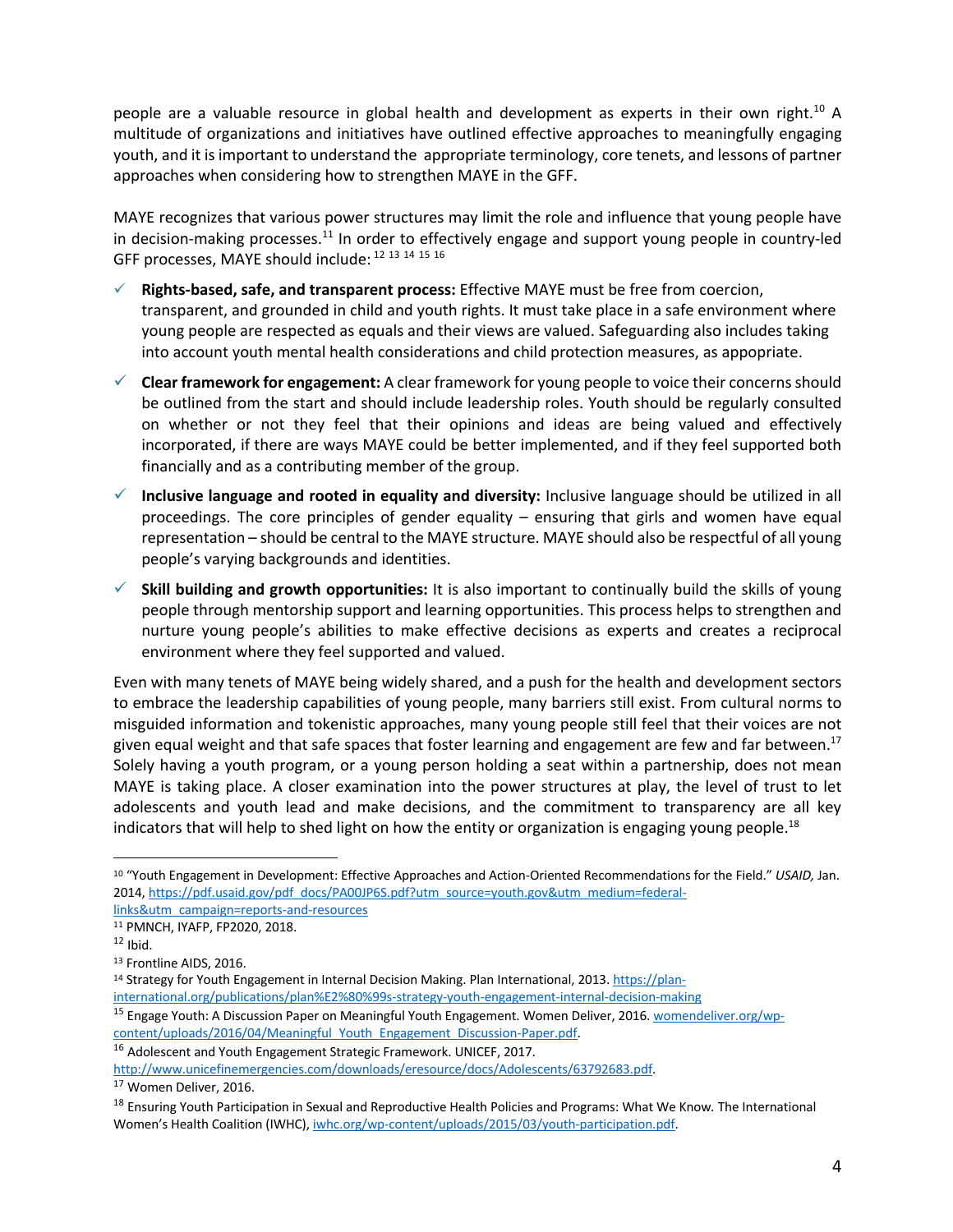people are a valuable resource in global health and development as experts in their own right.[10] A multitude of organizations and initiatives have outlined effective approaches to meaningfully engaging youth, and it is important to understand the appropriate terminology, core tenets, and lessons of partner approaches when considering how to strengthen MAYE in the GFF.

MAYE recognizes that various power structures may limit the role and influence that young people have in decision-making processes.[11] In order to effectively engage and support young people in country-led GFF processes, MAYE should include: [12] [13] [14] [15] [16]

- ✓ **Rights-based, safe, and transparent process:** Effective MAYE must be free from coercion, transparent, and grounded in child and youth rights. It must take place in a safe environment where young people are respected as equals and their views are valued. Safeguarding also includes taking into account youth mental health considerations and child protection measures, as appropriate.
- ✓ **Clear framework for engagement:** A clear framework for young people to voice their concerns should be outlined from the start and should include leadership roles. Youth should be regularly consulted on whether or not they feel that their opinions and ideas are being valued and effectively incorporated, if there are ways MAYE could be better implemented, and if they feel supported both financially and as a contributing member of the group.
- ✓ **Inclusive language and rooted in equality and diversity:** Inclusive language should be utilized in all proceedings. The core principles of gender equality – ensuring that girls and women have equal representation – should be central to the MAYE structure. MAYE should also be respectful of all young people's varying backgrounds and identities.
- ✓ **Skill building and growth opportunities:** It is also important to continually build the skills of young people through mentorship support and learning opportunities. This process helps to strengthen and nurture young people's abilities to make effective decisions as experts and creates a reciprocal environment where they feel supported and valued.

Even with many tenets of MAYE being widely shared, and a push for the health and development sectors to embrace the leadership capabilities of young people, many barriers still exist. From cultural norms to misguided information and tokenistic approaches, many young people still feel that their voices are not given equal weight and that safe spaces that foster learning and engagement are few and far between.[17] Solely having a youth program, or a young person holding a seat within a partnership, does not mean MAYE is taking place. A closer examination into the power structures at play, the level of trust to let adolescents and youth lead and make decisions, and the commitment to transparency are all key indicators that will help to shed light on how the entity or organization is engaging young people.[18]

---

[10] "Youth Engagement in Development: Effective Approaches and Action-Oriented Recommendations for the Field." *USAID,* Jan. 2014, https://pdf.usaid.gov/pdf_docs/PA00JP6S.pdf?utm_source=youth.gov&utm_medium=federal-links&utm_campaign=reports-and-resources

[11] PMNCH, IYAFP, FP2020, 2018.

[12] Ibid.

[13] Frontline AIDS, 2016.

[14] Strategy for Youth Engagement in Internal Decision Making. Plan International, 2013. https://plan-international.org/publications/plan%E2%80%99s-strategy-youth-engagement-internal-decision-making

[15] Engage Youth: A Discussion Paper on Meaningful Youth Engagement. Women Deliver, 2016. womendeliver.org/wp-content/uploads/2016/04/Meaningful_Youth_Engagement_Discussion-Paper.pdf.

[16] Adolescent and Youth Engagement Strategic Framework. UNICEF, 2017. http://www.unicefinemergencies.com/downloads/eresource/docs/Adolescents/63792683.pdf.

[17] Women Deliver, 2016.

[18] Ensuring Youth Participation in Sexual and Reproductive Health Policies and Programs: What We Know. The International Women's Health Coalition (IWHC), iwhc.org/wp-content/uploads/2015/03/youth-participation.pdf.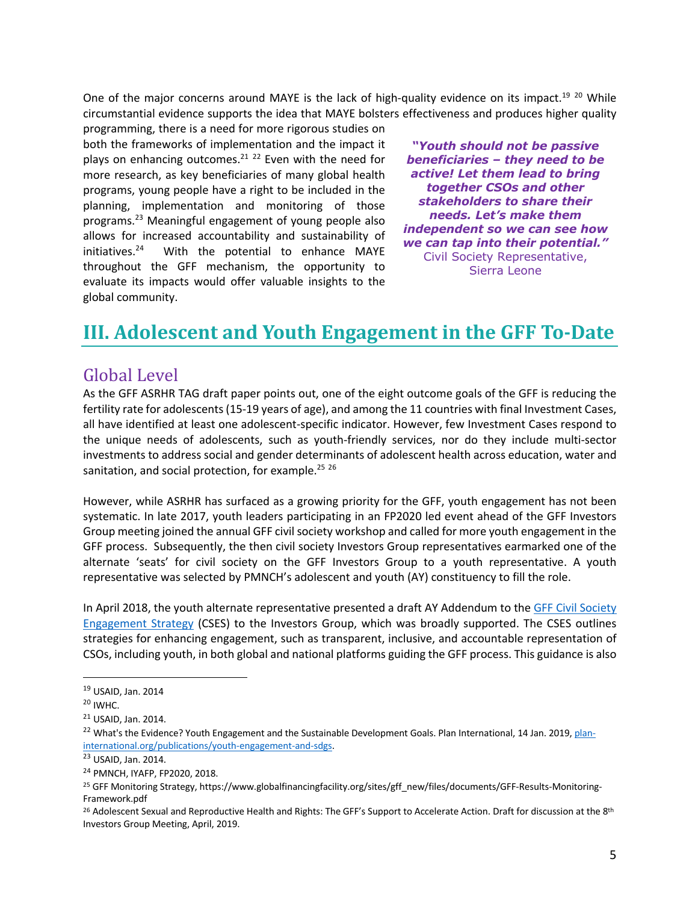One of the major concerns around MAYE is the lack of high-quality evidence on its impact.[19] [20] While circumstantial evidence supports the idea that MAYE bolsters effectiveness and produces higher quality programming, there is a need for more rigorous studies on both the frameworks of implementation and the impact it plays on enhancing outcomes.[21] [22] Even with the need for more research, as key beneficiaries of many global health programs, young people have a right to be included in the planning, implementation and monitoring of those programs.[23] Meaningful engagement of young people also allows for increased accountability and sustainability of initiatives.[24] With the potential to enhance MAYE throughout the GFF mechanism, the opportunity to evaluate its impacts would offer valuable insights to the global community.

> ***"Youth should not be passive beneficiaries – they need to be active! Let them lead to bring together CSOs and other stakeholders to share their needs. Let's make them independent so we can see how we can tap into their potential."***
> Civil Society Representative, Sierra Leone

# III. Adolescent and Youth Engagement in the GFF To-Date

## Global Level

As the GFF ASRHR TAG draft paper points out, one of the eight outcome goals of the GFF is reducing the fertility rate for adolescents (15-19 years of age), and among the 11 countries with final Investment Cases, all have identified at least one adolescent-specific indicator. However, few Investment Cases respond to the unique needs of adolescents, such as youth-friendly services, nor do they include multi-sector investments to address social and gender determinants of adolescent health across education, water and sanitation, and social protection, for example.[25] [26]

However, while ASRHR has surfaced as a growing priority for the GFF, youth engagement has not been systematic. In late 2017, youth leaders participating in an FP2020 led event ahead of the GFF Investors Group meeting joined the annual GFF civil society workshop and called for more youth engagement in the GFF process. Subsequently, the then civil society Investors Group representatives earmarked one of the alternate 'seats' for civil society on the GFF Investors Group to a youth representative. A youth representative was selected by PMNCH's adolescent and youth (AY) constituency to fill the role.

In April 2018, the youth alternate representative presented a draft AY Addendum to the [GFF Civil Society Engagement Strategy](#) (CSES) to the Investors Group, which was broadly supported. The CSES outlines strategies for enhancing engagement, such as transparent, inclusive, and accountable representation of CSOs, including youth, in both global and national platforms guiding the GFF process. This guidance is also

---

[19] USAID, Jan. 2014

[20] IWHC.

[21] USAID, Jan. 2014.

[22] What's the Evidence? Youth Engagement and the Sustainable Development Goals. Plan International, 14 Jan. 2019, plan-international.org/publications/youth-engagement-and-sdgs.

[23] USAID, Jan. 2014.

[24] PMNCH, IYAFP, FP2020, 2018.

[25] GFF Monitoring Strategy, https://www.globalfinancingfacility.org/sites/gff_new/files/documents/GFF-Results-Monitoring-Framework.pdf

[26] Adolescent Sexual and Reproductive Health and Rights: The GFF's Support to Accelerate Action. Draft for discussion at the 8th Investors Group Meeting, April, 2019.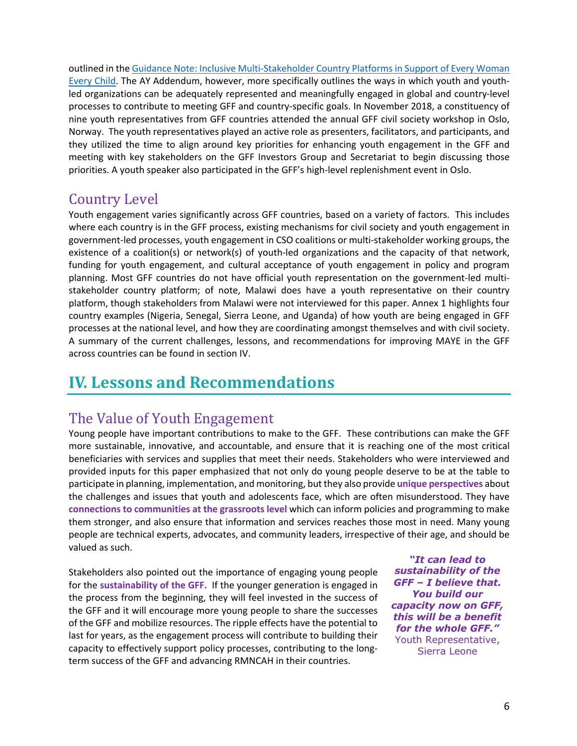outlined in the [Guidance Note: Inclusive Multi-Stakeholder Country Platforms in Support of Every Woman Every Child](). The AY Addendum, however, more specifically outlines the ways in which youth and youth-led organizations can be adequately represented and meaningfully engaged in global and country-level processes to contribute to meeting GFF and country-specific goals. In November 2018, a constituency of nine youth representatives from GFF countries attended the annual GFF civil society workshop in Oslo, Norway. The youth representatives played an active role as presenters, facilitators, and participants, and they utilized the time to align around key priorities for enhancing youth engagement in the GFF and meeting with key stakeholders on the GFF Investors Group and Secretariat to begin discussing those priorities. A youth speaker also participated in the GFF's high-level replenishment event in Oslo.

## Country Level

Youth engagement varies significantly across GFF countries, based on a variety of factors. This includes where each country is in the GFF process, existing mechanisms for civil society and youth engagement in government-led processes, youth engagement in CSO coalitions or multi-stakeholder working groups, the existence of a coalition(s) or network(s) of youth-led organizations and the capacity of that network, funding for youth engagement, and cultural acceptance of youth engagement in policy and program planning. Most GFF countries do not have official youth representation on the government-led multi-stakeholder country platform; of note, Malawi does have a youth representative on their country platform, though stakeholders from Malawi were not interviewed for this paper. Annex 1 highlights four country examples (Nigeria, Senegal, Sierra Leone, and Uganda) of how youth are being engaged in GFF processes at the national level, and how they are coordinating amongst themselves and with civil society. A summary of the current challenges, lessons, and recommendations for improving MAYE in the GFF across countries can be found in section IV.

# IV. Lessons and Recommendations

## The Value of Youth Engagement

Young people have important contributions to make to the GFF. These contributions can make the GFF more sustainable, innovative, and accountable, and ensure that it is reaching one of the most critical beneficiaries with services and supplies that meet their needs. Stakeholders who were interviewed and provided inputs for this paper emphasized that not only do young people deserve to be at the table to participate in planning, implementation, and monitoring, but they also provide **unique perspectives** about the challenges and issues that youth and adolescents face, which are often misunderstood. They have **connections to communities at the grassroots level** which can inform policies and programming to make them stronger, and also ensure that information and services reaches those most in need. Many young people are technical experts, advocates, and community leaders, irrespective of their age, and should be valued as such.

Stakeholders also pointed out the importance of engaging young people for the **sustainability of the GFF.** If the younger generation is engaged in the process from the beginning, they will feel invested in the success of the GFF and it will encourage more young people to share the successes of the GFF and mobilize resources. The ripple effects have the potential to last for years, as the engagement process will contribute to building their capacity to effectively support policy processes, contributing to the long-term success of the GFF and advancing RMNCAH in their countries.

> ***"It can lead to sustainability of the GFF – I believe that. You build our capacity now on GFF, this will be a benefit for the whole GFF."***
> Youth Representative, Sierra Leone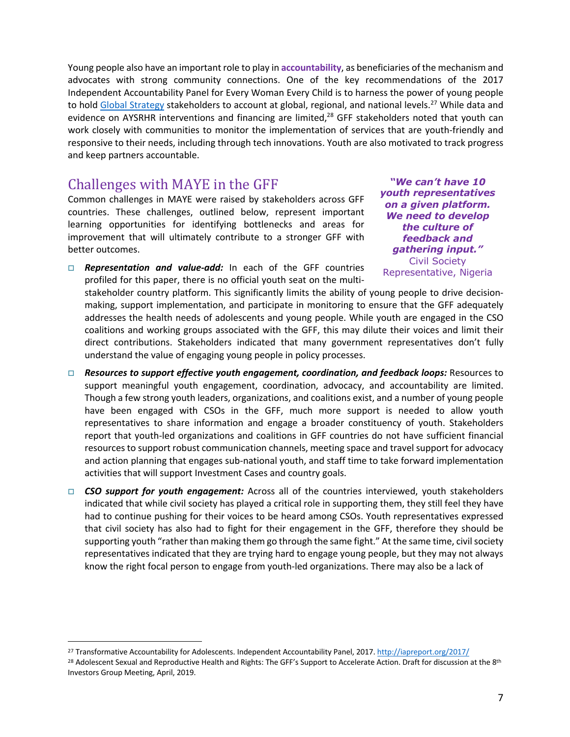Young people also have an important role to play in **accountability**, as beneficiaries of the mechanism and advocates with strong community connections. One of the key recommendations of the 2017 Independent Accountability Panel for Every Woman Every Child is to harness the power of young people to hold [Global Strategy](#) stakeholders to account at global, regional, and national levels.[27] While data and evidence on AYSRHR interventions and financing are limited,[28] GFF stakeholders noted that youth can work closely with communities to monitor the implementation of services that are youth-friendly and responsive to their needs, including through tech innovations. Youth are also motivated to track progress and keep partners accountable.

## Challenges with MAYE in the GFF

Common challenges in MAYE were raised by stakeholders across GFF countries. These challenges, outlined below, represent important learning opportunities for identifying bottlenecks and areas for improvement that will ultimately contribute to a stronger GFF with better outcomes.

> ***"We can't have 10 youth representatives on a given platform. We need to develop the culture of feedback and gathering input."***
> Civil Society Representative, Nigeria

- ***Representation and value-add:*** In each of the GFF countries profiled for this paper, there is no official youth seat on the multi-stakeholder country platform. This significantly limits the ability of young people to drive decision-making, support implementation, and participate in monitoring to ensure that the GFF adequately addresses the health needs of adolescents and young people. While youth are engaged in the CSO coalitions and working groups associated with the GFF, this may dilute their voices and limit their direct contributions. Stakeholders indicated that many government representatives don't fully understand the value of engaging young people in policy processes.

- ***Resources to support effective youth engagement, coordination, and feedback loops:*** Resources to support meaningful youth engagement, coordination, advocacy, and accountability are limited. Though a few strong youth leaders, organizations, and coalitions exist, and a number of young people have been engaged with CSOs in the GFF, much more support is needed to allow youth representatives to share information and engage a broader constituency of youth. Stakeholders report that youth-led organizations and coalitions in GFF countries do not have sufficient financial resources to support robust communication channels, meeting space and travel support for advocacy and action planning that engages sub-national youth, and staff time to take forward implementation activities that will support Investment Cases and country goals.

- ***CSO support for youth engagement:*** Across all of the countries interviewed, youth stakeholders indicated that while civil society has played a critical role in supporting them, they still feel they have had to continue pushing for their voices to be heard among CSOs. Youth representatives expressed that civil society has also had to fight for their engagement in the GFF, therefore they should be supporting youth "rather than making them go through the same fight." At the same time, civil society representatives indicated that they are trying hard to engage young people, but they may not always know the right focal person to engage from youth-led organizations. There may also be a lack of

---

[27] Transformative Accountability for Adolescents. Independent Accountability Panel, 2017. http://iapreport.org/2017/

[28] Adolescent Sexual and Reproductive Health and Rights: The GFF's Support to Accelerate Action. Draft for discussion at the 8th Investors Group Meeting, April, 2019.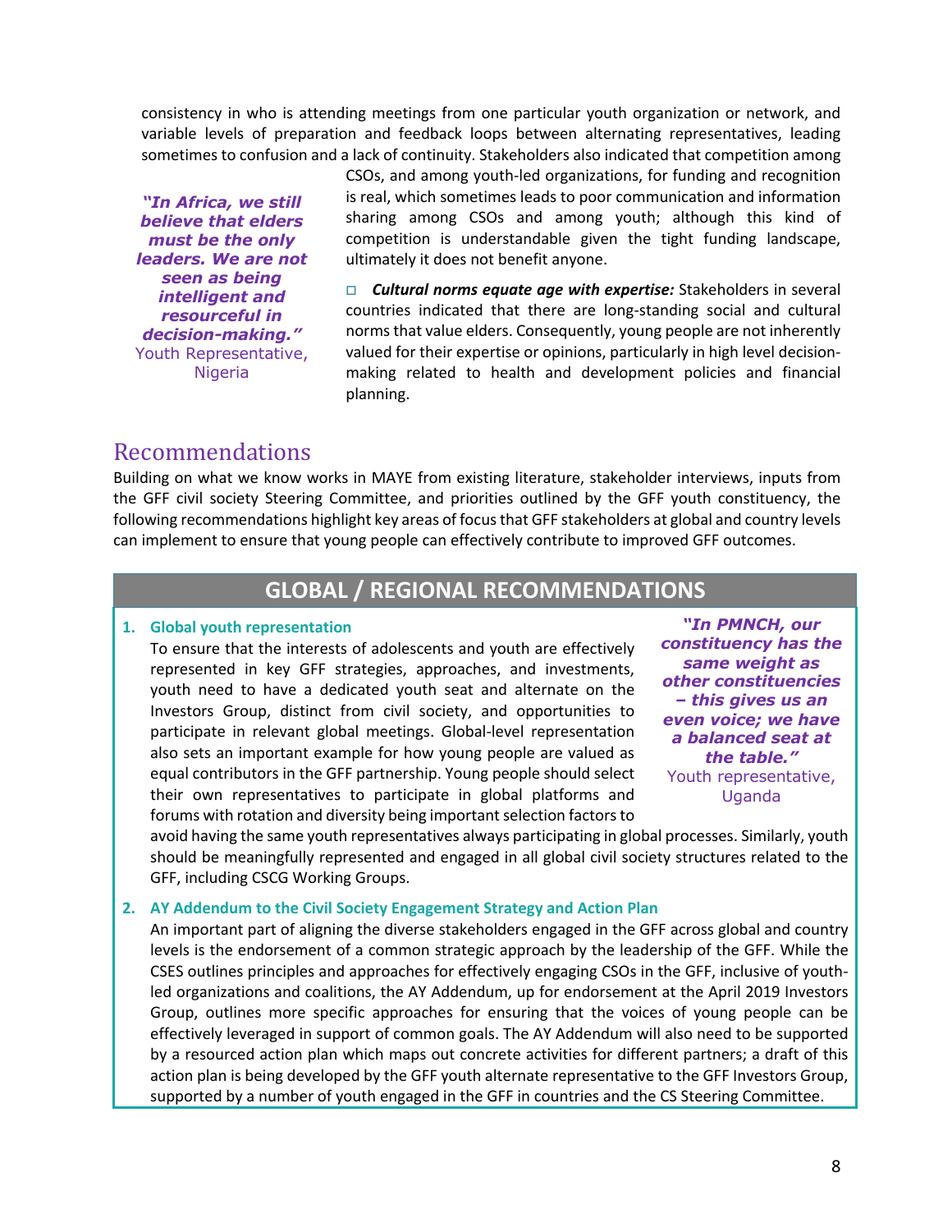consistency in who is attending meetings from one particular youth organization or network, and variable levels of preparation and feedback loops between alternating representatives, leading sometimes to confusion and a lack of continuity. Stakeholders also indicated that competition among CSOs, and among youth-led organizations, for funding and recognition is real, which sometimes leads to poor communication and information sharing among CSOs and among youth; although this kind of competition is understandable given the tight funding landscape, ultimately it does not benefit anyone.

> ***"In Africa, we still believe that elders must be the only leaders. We are not seen as being intelligent and resourceful in decision-making."***
> Youth Representative, Nigeria

- ***Cultural norms equate age with expertise:*** Stakeholders in several countries indicated that there are long-standing social and cultural norms that value elders. Consequently, young people are not inherently valued for their expertise or opinions, particularly in high level decision-making related to health and development policies and financial planning.

# Recommendations

Building on what we know works in MAYE from existing literature, stakeholder interviews, inputs from the GFF civil society Steering Committee, and priorities outlined by the GFF youth constituency, the following recommendations highlight key areas of focus that GFF stakeholders at global and country levels can implement to ensure that young people can effectively contribute to improved GFF outcomes.

## GLOBAL / REGIONAL RECOMMENDATIONS

1. **Global youth representation**

   To ensure that the interests of adolescents and youth are effectively represented in key GFF strategies, approaches, and investments, youth need to have a dedicated youth seat and alternate on the Investors Group, distinct from civil society, and opportunities to participate in relevant global meetings. Global-level representation also sets an important example for how young people are valued as equal contributors in the GFF partnership. Young people should select their own representatives to participate in global platforms and forums with rotation and diversity being important selection factors to avoid having the same youth representatives always participating in global processes. Similarly, youth should be meaningfully represented and engaged in all global civil society structures related to the GFF, including CSCG Working Groups.

   > ***"In PMNCH, our constituency has the same weight as other constituencies – this gives us an even voice; we have a balanced seat at the table."***
   > Youth representative, Uganda

2. **AY Addendum to the Civil Society Engagement Strategy and Action Plan**

   An important part of aligning the diverse stakeholders engaged in the GFF across global and country levels is the endorsement of a common strategic approach by the leadership of the GFF. While the CSES outlines principles and approaches for effectively engaging CSOs in the GFF, inclusive of youth-led organizations and coalitions, the AY Addendum, up for endorsement at the April 2019 Investors Group, outlines more specific approaches for ensuring that the voices of young people can be effectively leveraged in support of common goals. The AY Addendum will also need to be supported by a resourced action plan which maps out concrete activities for different partners; a draft of this action plan is being developed by the GFF youth alternate representative to the GFF Investors Group, supported by a number of youth engaged in the GFF in countries and the CS Steering Committee.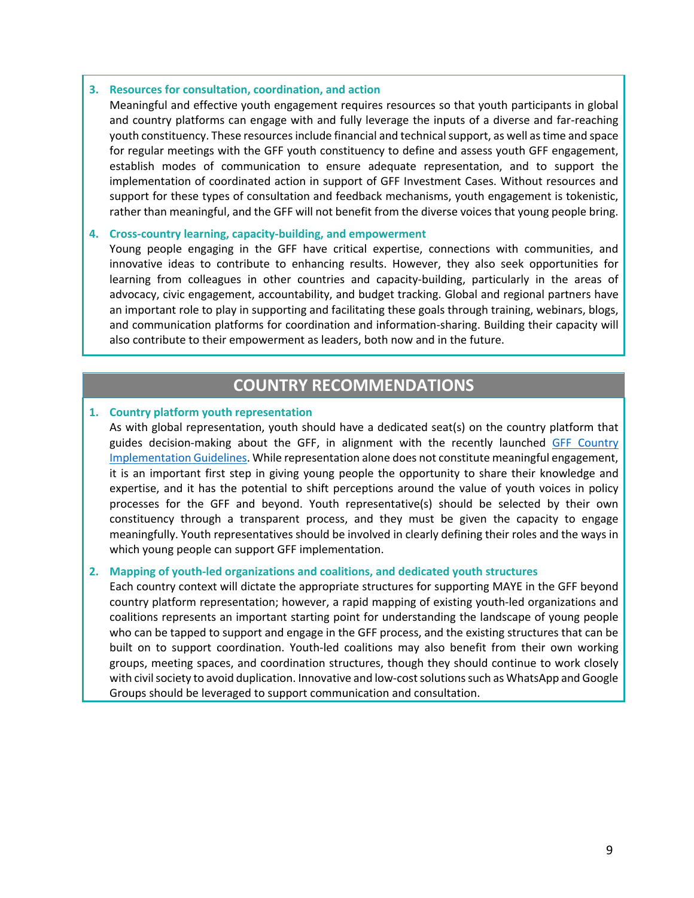3. **Resources for consultation, coordination, and action**
   Meaningful and effective youth engagement requires resources so that youth participants in global and country platforms can engage with and fully leverage the inputs of a diverse and far-reaching youth constituency. These resources include financial and technical support, as well as time and space for regular meetings with the GFF youth constituency to define and assess youth GFF engagement, establish modes of communication to ensure adequate representation, and to support the implementation of coordinated action in support of GFF Investment Cases. Without resources and support for these types of consultation and feedback mechanisms, youth engagement is tokenistic, rather than meaningful, and the GFF will not benefit from the diverse voices that young people bring.

4. **Cross-country learning, capacity-building, and empowerment**
   Young people engaging in the GFF have critical expertise, connections with communities, and innovative ideas to contribute to enhancing results. However, they also seek opportunities for learning from colleagues in other countries and capacity-building, particularly in the areas of advocacy, civic engagement, accountability, and budget tracking. Global and regional partners have an important role to play in supporting and facilitating these goals through training, webinars, blogs, and communication platforms for coordination and information-sharing. Building their capacity will also contribute to their empowerment as leaders, both now and in the future.

## COUNTRY RECOMMENDATIONS

1. **Country platform youth representation**
   As with global representation, youth should have a dedicated seat(s) on the country platform that guides decision-making about the GFF, in alignment with the recently launched GFF Country Implementation Guidelines. While representation alone does not constitute meaningful engagement, it is an important first step in giving young people the opportunity to share their knowledge and expertise, and it has the potential to shift perceptions around the value of youth voices in policy processes for the GFF and beyond. Youth representative(s) should be selected by their own constituency through a transparent process, and they must be given the capacity to engage meaningfully. Youth representatives should be involved in clearly defining their roles and the ways in which young people can support GFF implementation.

2. **Mapping of youth-led organizations and coalitions, and dedicated youth structures**
   Each country context will dictate the appropriate structures for supporting MAYE in the GFF beyond country platform representation; however, a rapid mapping of existing youth-led organizations and coalitions represents an important starting point for understanding the landscape of young people who can be tapped to support and engage in the GFF process, and the existing structures that can be built on to support coordination. Youth-led coalitions may also benefit from their own working groups, meeting spaces, and coordination structures, though they should continue to work closely with civil society to avoid duplication. Innovative and low-cost solutions such as WhatsApp and Google Groups should be leveraged to support communication and consultation.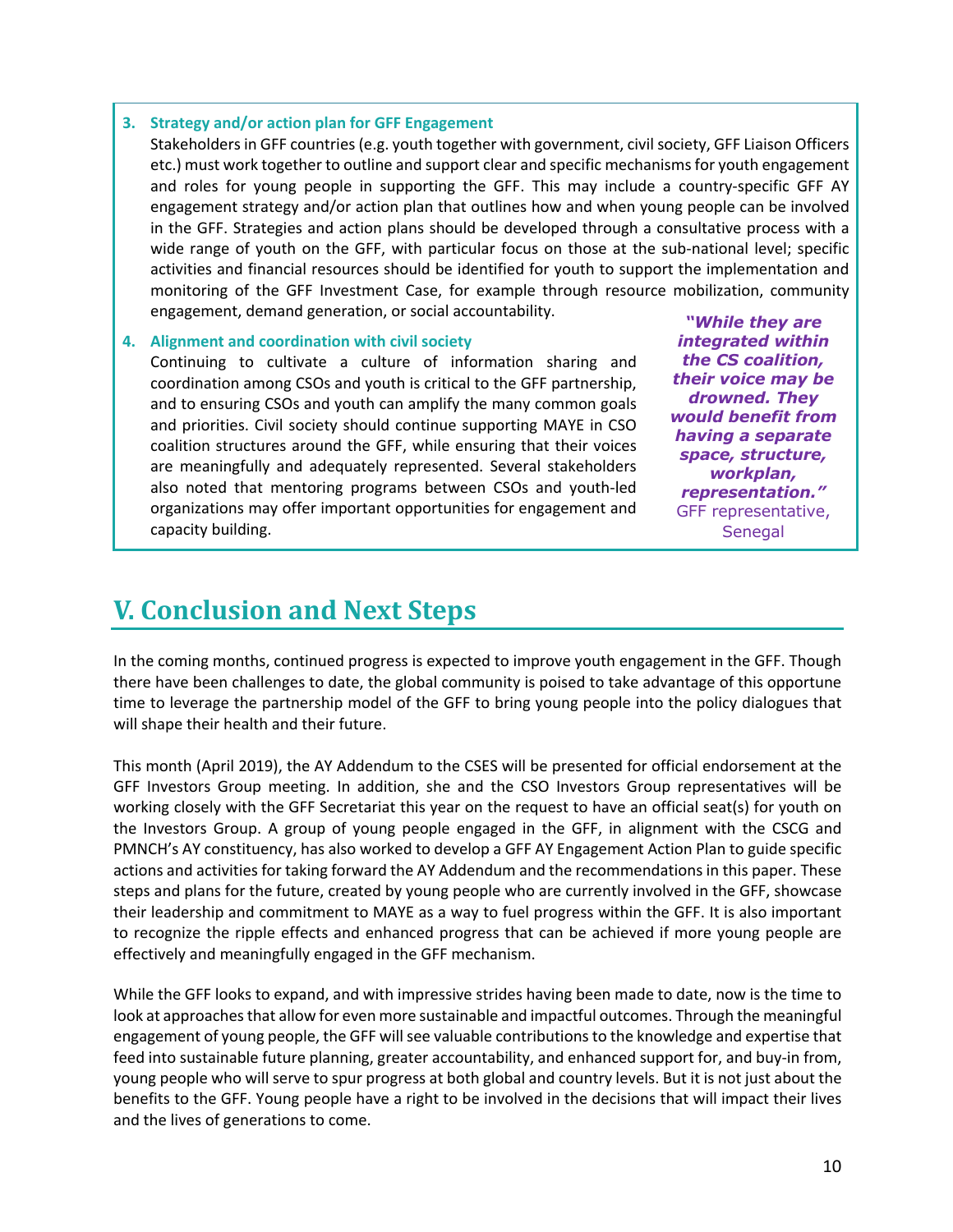3. **Strategy and/or action plan for GFF Engagement**
   Stakeholders in GFF countries (e.g. youth together with government, civil society, GFF Liaison Officers etc.) must work together to outline and support clear and specific mechanisms for youth engagement and roles for young people in supporting the GFF. This may include a country-specific GFF AY engagement strategy and/or action plan that outlines how and when young people can be involved in the GFF. Strategies and action plans should be developed through a consultative process with a wide range of youth on the GFF, with particular focus on those at the sub-national level; specific activities and financial resources should be identified for youth to support the implementation and monitoring of the GFF Investment Case, for example through resource mobilization, community engagement, demand generation, or social accountability.

4. **Alignment and coordination with civil society**
   Continuing to cultivate a culture of information sharing and coordination among CSOs and youth is critical to the GFF partnership, and to ensuring CSOs and youth can amplify the many common goals and priorities. Civil society should continue supporting MAYE in CSO coalition structures around the GFF, while ensuring that their voices are meaningfully and adequately represented. Several stakeholders also noted that mentoring programs between CSOs and youth-led organizations may offer important opportunities for engagement and capacity building.

> ***"While they are integrated within the CS coalition, their voice may be drowned. They would benefit from having a separate space, structure, workplan, representation."***
> GFF representative, Senegal

## V. Conclusion and Next Steps

In the coming months, continued progress is expected to improve youth engagement in the GFF. Though there have been challenges to date, the global community is poised to take advantage of this opportune time to leverage the partnership model of the GFF to bring young people into the policy dialogues that will shape their health and their future.

This month (April 2019), the AY Addendum to the CSES will be presented for official endorsement at the GFF Investors Group meeting. In addition, she and the CSO Investors Group representatives will be working closely with the GFF Secretariat this year on the request to have an official seat(s) for youth on the Investors Group. A group of young people engaged in the GFF, in alignment with the CSCG and PMNCH's AY constituency, has also worked to develop a GFF AY Engagement Action Plan to guide specific actions and activities for taking forward the AY Addendum and the recommendations in this paper. These steps and plans for the future, created by young people who are currently involved in the GFF, showcase their leadership and commitment to MAYE as a way to fuel progress within the GFF. It is also important to recognize the ripple effects and enhanced progress that can be achieved if more young people are effectively and meaningfully engaged in the GFF mechanism.

While the GFF looks to expand, and with impressive strides having been made to date, now is the time to look at approaches that allow for even more sustainable and impactful outcomes. Through the meaningful engagement of young people, the GFF will see valuable contributions to the knowledge and expertise that feed into sustainable future planning, greater accountability, and enhanced support for, and buy-in from, young people who will serve to spur progress at both global and country levels. But it is not just about the benefits to the GFF. Young people have a right to be involved in the decisions that will impact their lives and the lives of generations to come.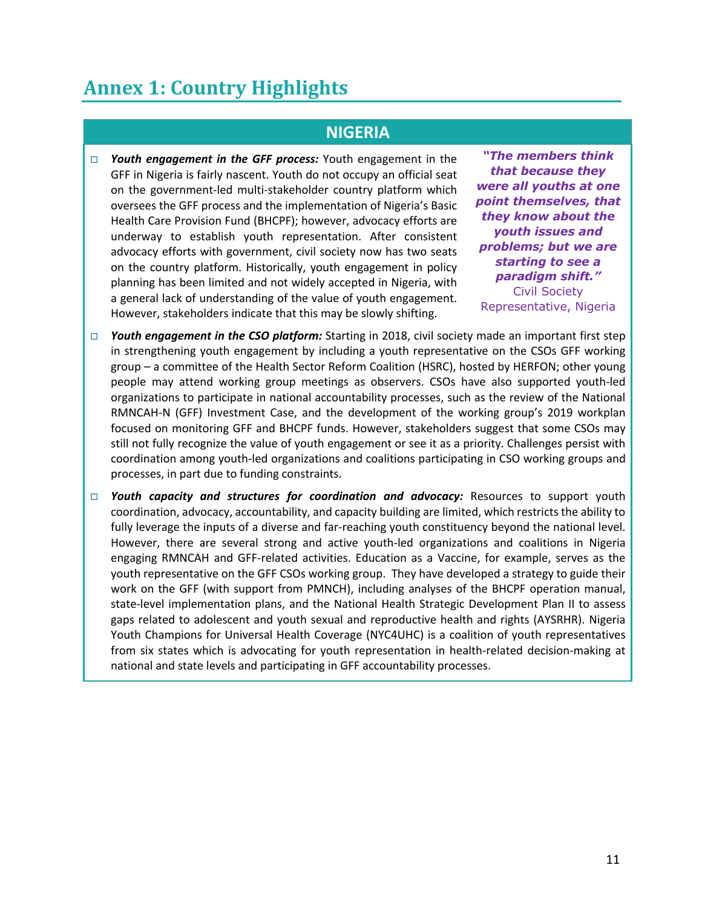# Annex 1: Country Highlights

## NIGERIA

- ***Youth engagement in the GFF process:*** Youth engagement in the GFF in Nigeria is fairly nascent. Youth do not occupy an official seat on the government-led multi-stakeholder country platform which oversees the GFF process and the implementation of Nigeria's Basic Health Care Provision Fund (BHCPF); however, advocacy efforts are underway to establish youth representation. After consistent advocacy efforts with government, civil society now has two seats on the country platform. Historically, youth engagement in policy planning has been limited and not widely accepted in Nigeria, with a general lack of understanding of the value of youth engagement. However, stakeholders indicate that this may be slowly shifting.

> ***"The members think that because they were all youths at one point themselves, that they know about the youth issues and problems; but we are starting to see a paradigm shift."***
> Civil Society Representative, Nigeria

- ***Youth engagement in the CSO platform:*** Starting in 2018, civil society made an important first step in strengthening youth engagement by including a youth representative on the CSOs GFF working group – a committee of the Health Sector Reform Coalition (HSRC), hosted by HERFON; other young people may attend working group meetings as observers. CSOs have also supported youth-led organizations to participate in national accountability processes, such as the review of the National RMNCAH-N (GFF) Investment Case, and the development of the working group's 2019 workplan focused on monitoring GFF and BHCPF funds. However, stakeholders suggest that some CSOs may still not fully recognize the value of youth engagement or see it as a priority. Challenges persist with coordination among youth-led organizations and coalitions participating in CSO working groups and processes, in part due to funding constraints.

- ***Youth capacity and structures for coordination and advocacy:*** Resources to support youth coordination, advocacy, accountability, and capacity building are limited, which restricts the ability to fully leverage the inputs of a diverse and far-reaching youth constituency beyond the national level. However, there are several strong and active youth-led organizations and coalitions in Nigeria engaging RMNCAH and GFF-related activities. Education as a Vaccine, for example, serves as the youth representative on the GFF CSOs working group. They have developed a strategy to guide their work on the GFF (with support from PMNCH), including analyses of the BHCPF operation manual, state-level implementation plans, and the National Health Strategic Development Plan II to assess gaps related to adolescent and youth sexual and reproductive health and rights (AYSRHR). Nigeria Youth Champions for Universal Health Coverage (NYC4UHC) is a coalition of youth representatives from six states which is advocating for youth representation in health-related decision-making at national and state levels and participating in GFF accountability processes.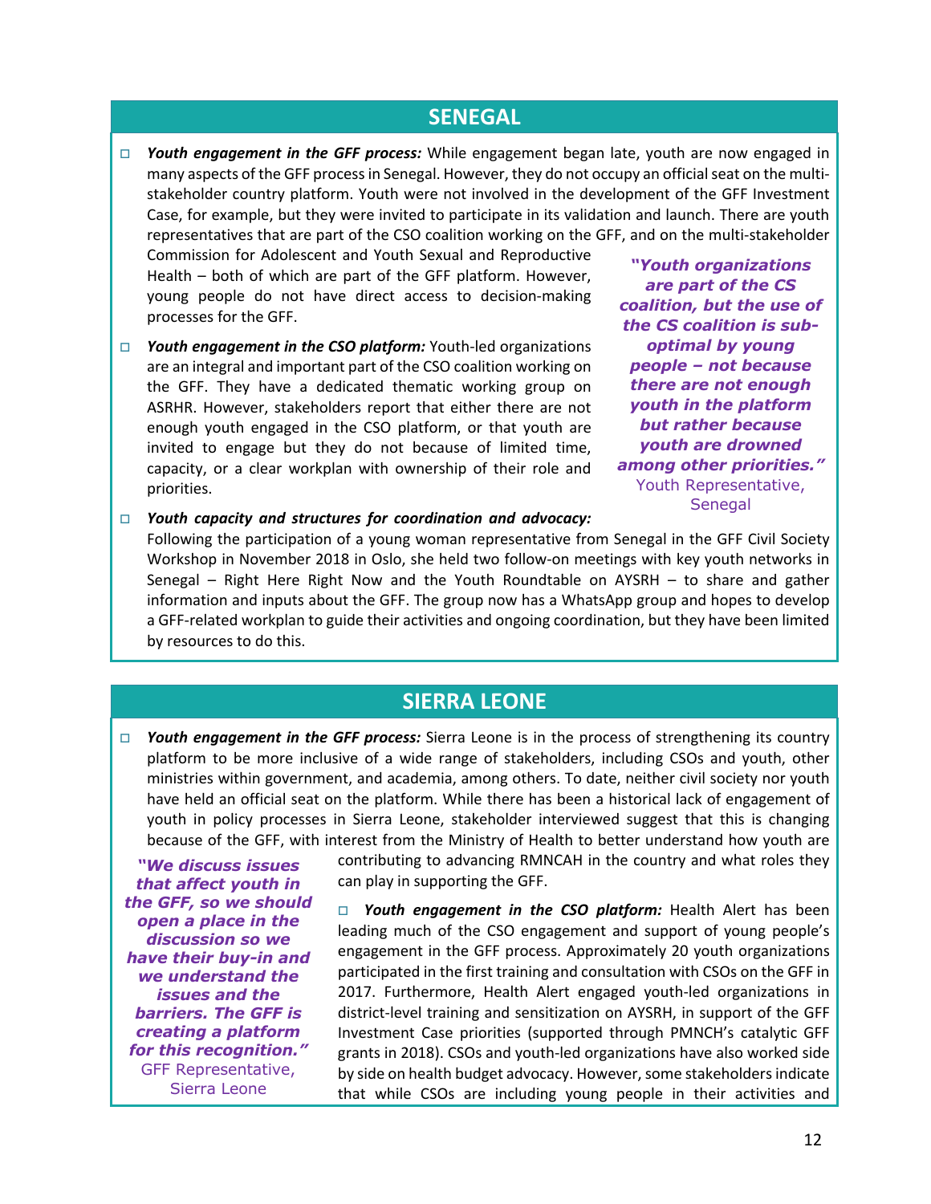## SENEGAL

- ***Youth engagement in the GFF process:*** While engagement began late, youth are now engaged in many aspects of the GFF process in Senegal. However, they do not occupy an official seat on the multi-stakeholder country platform. Youth were not involved in the development of the GFF Investment Case, for example, but they were invited to participate in its validation and launch. There are youth representatives that are part of the CSO coalition working on the GFF, and on the multi-stakeholder Commission for Adolescent and Youth Sexual and Reproductive Health – both of which are part of the GFF platform. However, young people do not have direct access to decision-making processes for the GFF.

- ***Youth engagement in the CSO platform:*** Youth-led organizations are an integral and important part of the CSO coalition working on the GFF. They have a dedicated thematic working group on ASRHR. However, stakeholders report that either there are not enough youth engaged in the CSO platform, or that youth are invited to engage but they do not because of limited time, capacity, or a clear workplan with ownership of their role and priorities.

> ***"Youth organizations are part of the CS coalition, but the use of the CS coalition is sub-optimal by young people – not because there are not enough youth in the platform but rather because youth are drowned among other priorities."***
> Youth Representative, Senegal

- ***Youth capacity and structures for coordination and advocacy:*** Following the participation of a young woman representative from Senegal in the GFF Civil Society Workshop in November 2018 in Oslo, she held two follow-on meetings with key youth networks in Senegal – Right Here Right Now and the Youth Roundtable on AYSRH – to share and gather information and inputs about the GFF. The group now has a WhatsApp group and hopes to develop a GFF-related workplan to guide their activities and ongoing coordination, but they have been limited by resources to do this.

## SIERRA LEONE

- ***Youth engagement in the GFF process:*** Sierra Leone is in the process of strengthening its country platform to be more inclusive of a wide range of stakeholders, including CSOs and youth, other ministries within government, and academia, among others. To date, neither civil society nor youth have held an official seat on the platform. While there has been a historical lack of engagement of youth in policy processes in Sierra Leone, stakeholder interviewed suggest that this is changing because of the GFF, with interest from the Ministry of Health to better understand how youth are contributing to advancing RMNCAH in the country and what roles they can play in supporting the GFF.

> ***"We discuss issues that affect youth in the GFF, so we should open a place in the discussion so we have their buy-in and we understand the issues and the barriers. The GFF is creating a platform for this recognition."***
> GFF Representative, Sierra Leone

- ***Youth engagement in the CSO platform:*** Health Alert has been leading much of the CSO engagement and support of young people's engagement in the GFF process. Approximately 20 youth organizations participated in the first training and consultation with CSOs on the GFF in 2017. Furthermore, Health Alert engaged youth-led organizations in district-level training and sensitization on AYSRH, in support of the GFF Investment Case priorities (supported through PMNCH's catalytic GFF grants in 2018). CSOs and youth-led organizations have also worked side by side on health budget advocacy. However, some stakeholders indicate that while CSOs are including young people in their activities and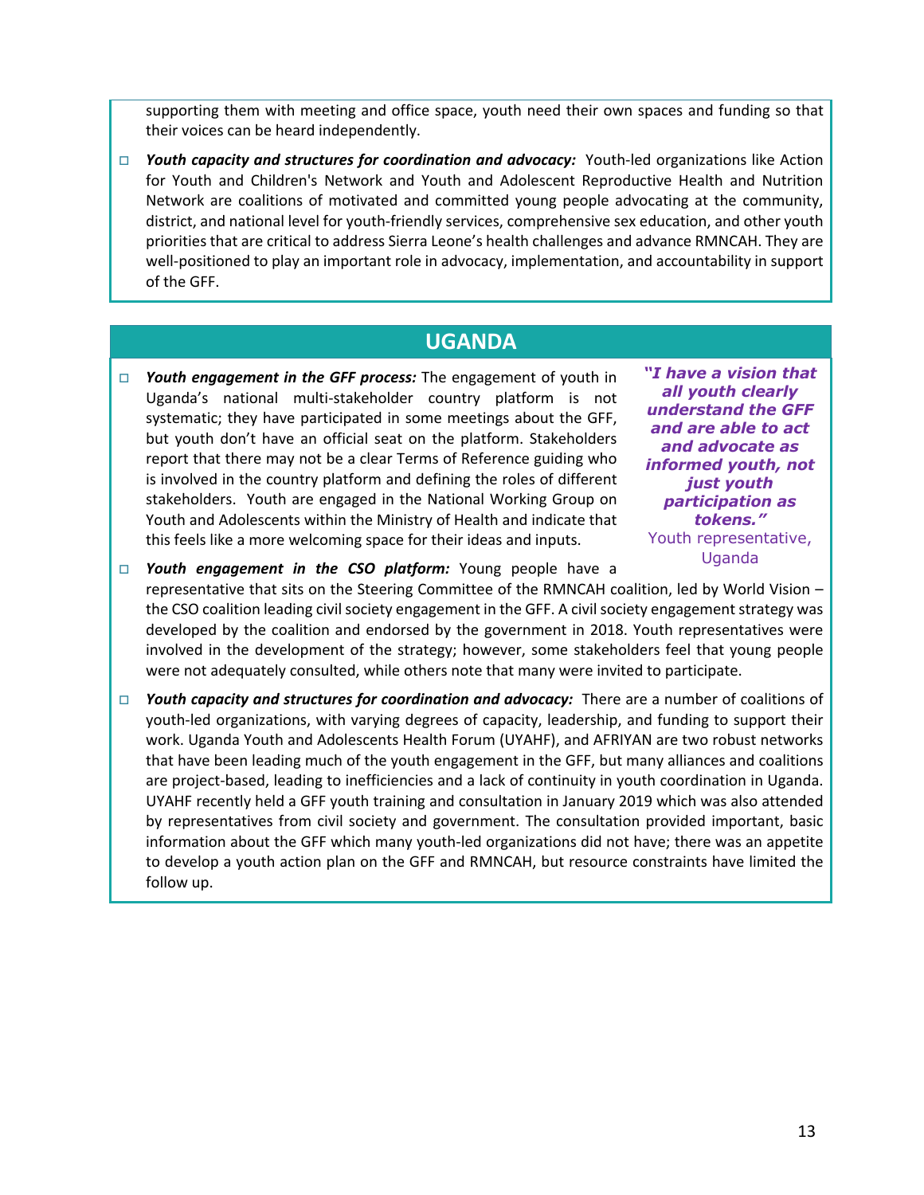supporting them with meeting and office space, youth need their own spaces and funding so that their voices can be heard independently.

- ***Youth capacity and structures for coordination and advocacy:*** Youth-led organizations like Action for Youth and Children's Network and Youth and Adolescent Reproductive Health and Nutrition Network are coalitions of motivated and committed young people advocating at the community, district, and national level for youth-friendly services, comprehensive sex education, and other youth priorities that are critical to address Sierra Leone's health challenges and advance RMNCAH. They are well-positioned to play an important role in advocacy, implementation, and accountability in support of the GFF.

## UGANDA

- ***Youth engagement in the GFF process:*** The engagement of youth in Uganda's national multi-stakeholder country platform is not systematic; they have participated in some meetings about the GFF, but youth don't have an official seat on the platform. Stakeholders report that there may not be a clear Terms of Reference guiding who is involved in the country platform and defining the roles of different stakeholders. Youth are engaged in the National Working Group on Youth and Adolescents within the Ministry of Health and indicate that this feels like a more welcoming space for their ideas and inputs.

> ***"I have a vision that all youth clearly understand the GFF and are able to act and advocate as informed youth, not just youth participation as tokens."***
> Youth representative, Uganda

- ***Youth engagement in the CSO platform:*** Young people have a representative that sits on the Steering Committee of the RMNCAH coalition, led by World Vision – the CSO coalition leading civil society engagement in the GFF. A civil society engagement strategy was developed by the coalition and endorsed by the government in 2018. Youth representatives were involved in the development of the strategy; however, some stakeholders feel that young people were not adequately consulted, while others note that many were invited to participate.

- ***Youth capacity and structures for coordination and advocacy:*** There are a number of coalitions of youth-led organizations, with varying degrees of capacity, leadership, and funding to support their work. Uganda Youth and Adolescents Health Forum (UYAHF), and AFRIYAN are two robust networks that have been leading much of the youth engagement in the GFF, but many alliances and coalitions are project-based, leading to inefficiencies and a lack of continuity in youth coordination in Uganda. UYAHF recently held a GFF youth training and consultation in January 2019 which was also attended by representatives from civil society and government. The consultation provided important, basic information about the GFF which many youth-led organizations did not have; there was an appetite to develop a youth action plan on the GFF and RMNCAH, but resource constraints have limited the follow up.